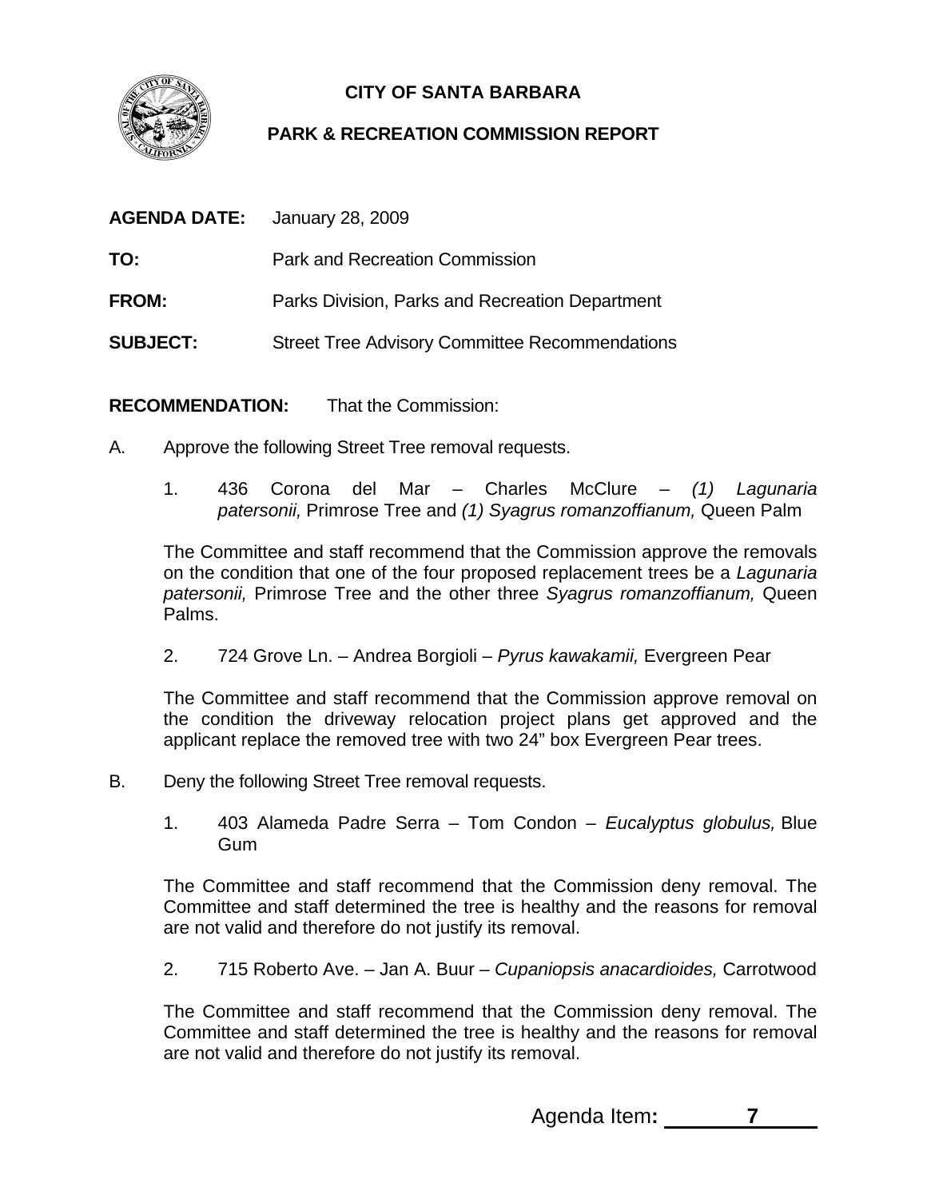# CITY OF SANTA BARBARA

## PARK & RECREATION COMMISSION REPORT

**AGENDA DATE:** January 28, 2009

**TO:** Park and Recreation Commission

**FROM:** Parks Division, Parks and Recreation Department

**SUBJECT:** Street Tree Advisory Committee Recommendations

**RECOMMENDATION:** That the Commission:

A. Approve the following Street Tree removal requests.

1. 436 Corona del Mar – Charles McClure – *(1) Lagunaria patersonii,* Primrose Tree and *(1) Syagrus romanzoffianum,* Queen Palm

The Committee and staff recommend that the Commission approve the removals on the condition that one of the four proposed replacement trees be a *Lagunaria patersonii,* Primrose Tree and the other three *Syagrus romanzoffianum,* Queen Palms.

2. 724 Grove Ln. – Andrea Borgioli – *Pyrus kawakamii,* Evergreen Pear

The Committee and staff recommend that the Commission approve removal on the condition the driveway relocation project plans get approved and the applicant replace the removed tree with two 24" box Evergreen Pear trees.

B. Deny the following Street Tree removal requests.

1. 403 Alameda Padre Serra – Tom Condon – *Eucalyptus globulus,* Blue Gum

The Committee and staff recommend that the Commission deny removal. The Committee and staff determined the tree is healthy and the reasons for removal are not valid and therefore do not justify its removal.

2. 715 Roberto Ave. – Jan A. Buur – *Cupaniopsis anacardioides,* Carrotwood

The Committee and staff recommend that the Commission deny removal. The Committee and staff determined the tree is healthy and the reasons for removal are not valid and therefore do not justify its removal.

Agenda Item**: 7**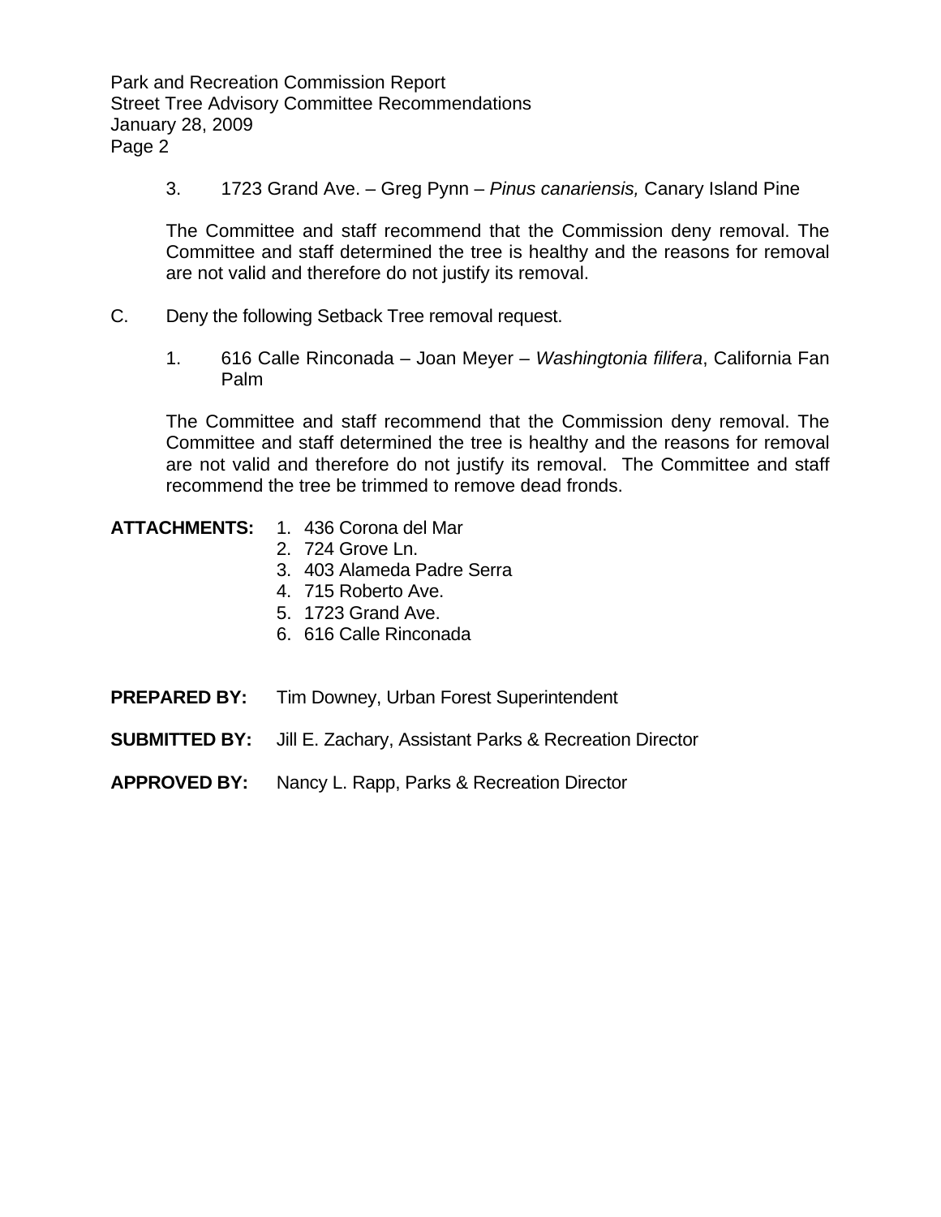3. 1723 Grand Ave. – Greg Pynn – *Pinus canariensis,* Canary Island Pine

   The Committee and staff recommend that the Commission deny removal. The Committee and staff determined the tree is healthy and the reasons for removal are not valid and therefore do not justify its removal.

C. Deny the following Setback Tree removal request.

   1. 616 Calle Rinconada – Joan Meyer – *Washingtonia filifera*, California Fan Palm

   The Committee and staff recommend that the Commission deny removal. The Committee and staff determined the tree is healthy and the reasons for removal are not valid and therefore do not justify its removal. The Committee and staff recommend the tree be trimmed to remove dead fronds.

**ATTACHMENTS:**
1. 436 Corona del Mar
2. 724 Grove Ln.
3. 403 Alameda Padre Serra
4. 715 Roberto Ave.
5. 1723 Grand Ave.
6. 616 Calle Rinconada

**PREPARED BY:** Tim Downey, Urban Forest Superintendent

**SUBMITTED BY:** Jill E. Zachary, Assistant Parks & Recreation Director

**APPROVED BY:** Nancy L. Rapp, Parks & Recreation Director